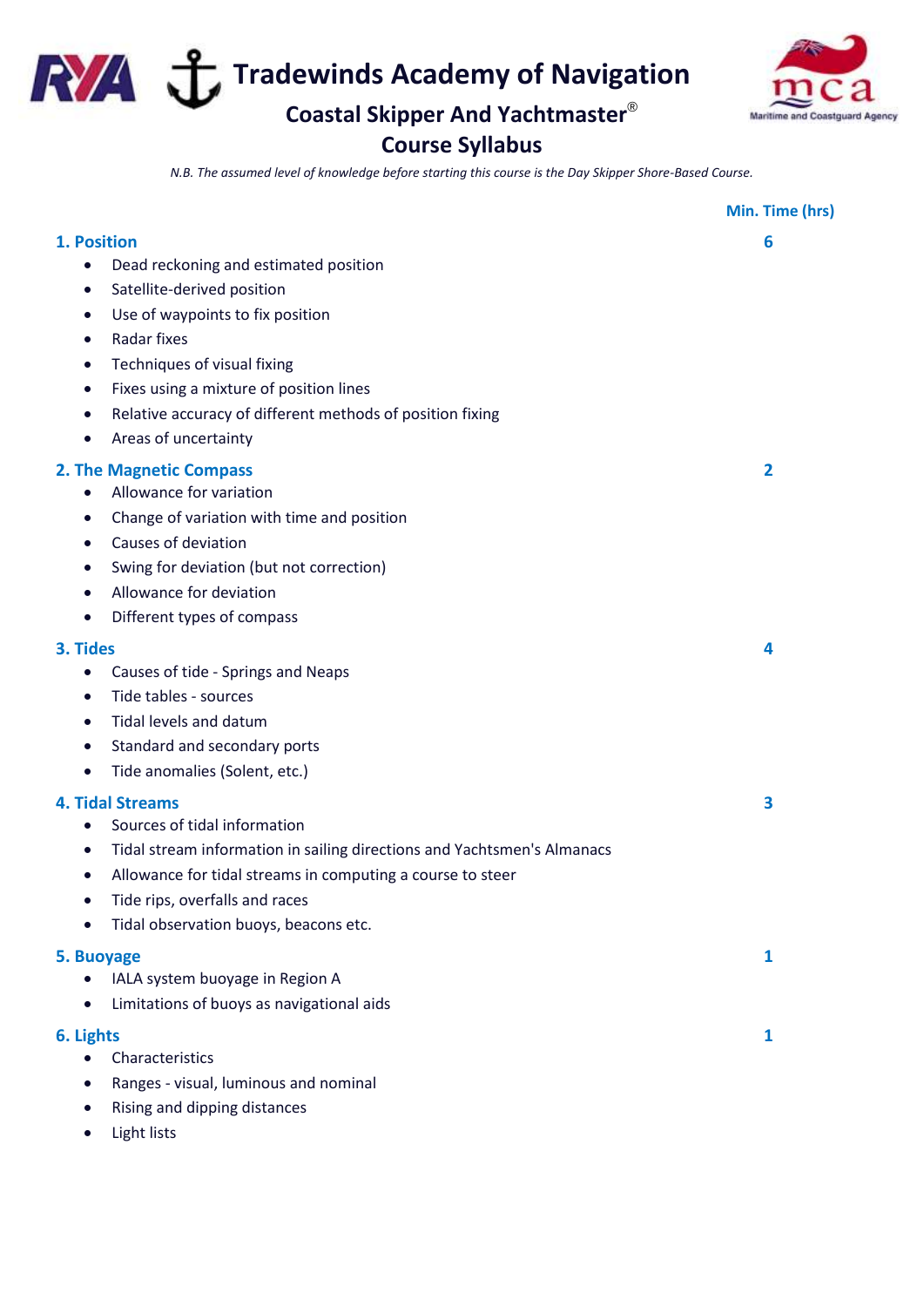# Tradewinds Academy of Navigation

## Coastal Skipper And Yachtmaster®

## Course Syllabus

*N.B. The assumed level of knowledge before starting this course is the Day Skipper Shore-Based Course.*

**Min. Time (hrs)**

### 1. Position — 6

- Dead reckoning and estimated position
- Satellite-derived position
- Use of waypoints to fix position
- Radar fixes
- Techniques of visual fixing
- Fixes using a mixture of position lines
- Relative accuracy of different methods of position fixing
- Areas of uncertainty

### 2. The Magnetic Compass — 2

- Allowance for variation
- Change of variation with time and position
- Causes of deviation
- Swing for deviation (but not correction)
- Allowance for deviation
- Different types of compass

### 3. Tides — 4

- Causes of tide - Springs and Neaps
- Tide tables - sources
- Tidal levels and datum
- Standard and secondary ports
- Tide anomalies (Solent, etc.)

### 4. Tidal Streams — 3

- Sources of tidal information
- Tidal stream information in sailing directions and Yachtsmen's Almanacs
- Allowance for tidal streams in computing a course to steer
- Tide rips, overfalls and races
- Tidal observation buoys, beacons etc.

### 5. Buoyage — 1

- IALA system buoyage in Region A
- Limitations of buoys as navigational aids

### 6. Lights — 1

- Characteristics
- Ranges - visual, luminous and nominal
- Rising and dipping distances
- Light lists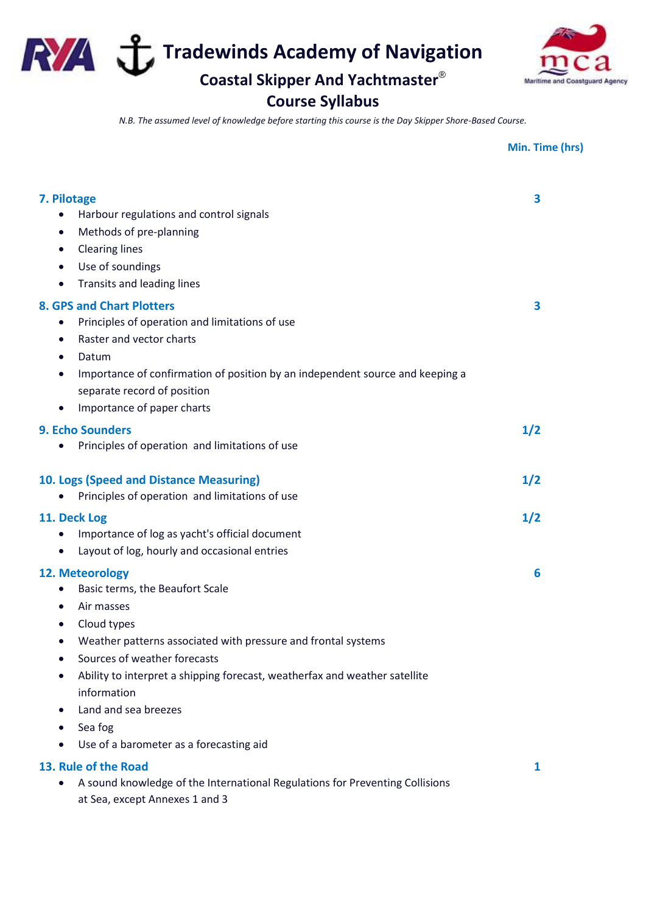# Tradewinds Academy of Navigation

## Coastal Skipper And Yachtmaster® Course Syllabus

*N.B. The assumed level of knowledge before starting this course is the Day Skipper Shore-Based Course.*

**Min. Time (hrs)**

### 7. Pilotage — 3

- Harbour regulations and control signals
- Methods of pre-planning
- Clearing lines
- Use of soundings
- Transits and leading lines

### 8. GPS and Chart Plotters — 3

- Principles of operation and limitations of use
- Raster and vector charts
- Datum
- Importance of confirmation of position by an independent source and keeping a separate record of position
- Importance of paper charts

### 9. Echo Sounders — 1/2

- Principles of operation and limitations of use

### 10. Logs (Speed and Distance Measuring) — 1/2

- Principles of operation and limitations of use

### 11. Deck Log — 1/2

- Importance of log as yacht's official document
- Layout of log, hourly and occasional entries

### 12. Meteorology — 6

- Basic terms, the Beaufort Scale
- Air masses
- Cloud types
- Weather patterns associated with pressure and frontal systems
- Sources of weather forecasts
- Ability to interpret a shipping forecast, weatherfax and weather satellite information
- Land and sea breezes
- Sea fog
- Use of a barometer as a forecasting aid

### 13. Rule of the Road — 1

- A sound knowledge of the International Regulations for Preventing Collisions at Sea, except Annexes 1 and 3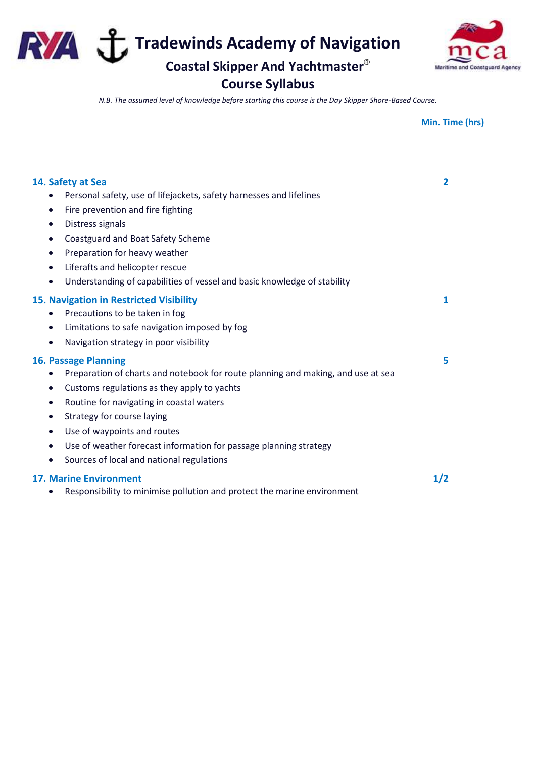# Tradewinds Academy of Navigation

## Coastal Skipper And Yachtmaster®

## Course Syllabus

*N.B. The assumed level of knowledge before starting this course is the Day Skipper Shore-Based Course.*

**Min. Time (hrs)**

### 14. Safety at Sea — 2

- Personal safety, use of lifejackets, safety harnesses and lifelines
- Fire prevention and fire fighting
- Distress signals
- Coastguard and Boat Safety Scheme
- Preparation for heavy weather
- Liferafts and helicopter rescue
- Understanding of capabilities of vessel and basic knowledge of stability

### 15. Navigation in Restricted Visibility — 1

- Precautions to be taken in fog
- Limitations to safe navigation imposed by fog
- Navigation strategy in poor visibility

### 16. Passage Planning — 5

- Preparation of charts and notebook for route planning and making, and use at sea
- Customs regulations as they apply to yachts
- Routine for navigating in coastal waters
- Strategy for course laying
- Use of waypoints and routes
- Use of weather forecast information for passage planning strategy
- Sources of local and national regulations

### 17. Marine Environment — 1/2

- Responsibility to minimise pollution and protect the marine environment